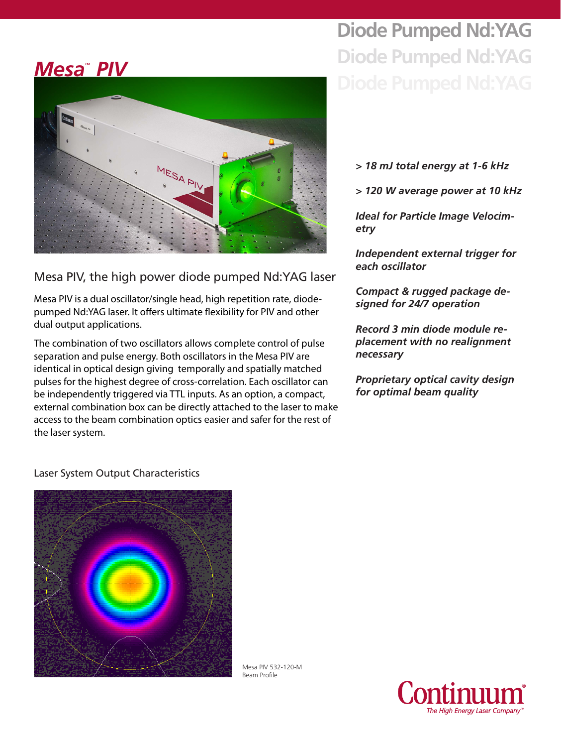# Mesa™ PIV

## Diode Pumped Nd:YAG

- *> 18 mJ total energy at 1-6 kHz*
- *> 120 W average power at 10 kHz*
- *Ideal for Particle Image Velocimetry*
- *Independent external trigger for each oscillator*
- *Compact & rugged package designed for 24/7 operation*
- *Record 3 min diode module replacement with no realignment necessary*
- *Proprietary optical cavity design for optimal beam quality*

### Mesa PIV, the high power diode pumped Nd:YAG laser

Mesa PIV is a dual oscillator/single head, high repetition rate, diode-pumped Nd:YAG laser. It offers ultimate flexibility for PIV and other dual output applications.

The combination of two oscillators allows complete control of pulse separation and pulse energy. Both oscillators in the Mesa PIV are identical in optical design giving temporally and spatially matched pulses for the highest degree of cross-correlation. Each oscillator can be independently triggered via TTL inputs. As an option, a compact, external combination box can be directly attached to the laser to make access to the beam combination optics easier and safer for the rest of the laser system.

### Laser System Output Characteristics

Mesa PIV 532-120-M Beam Profile

Continuum® The High Energy Laser Company™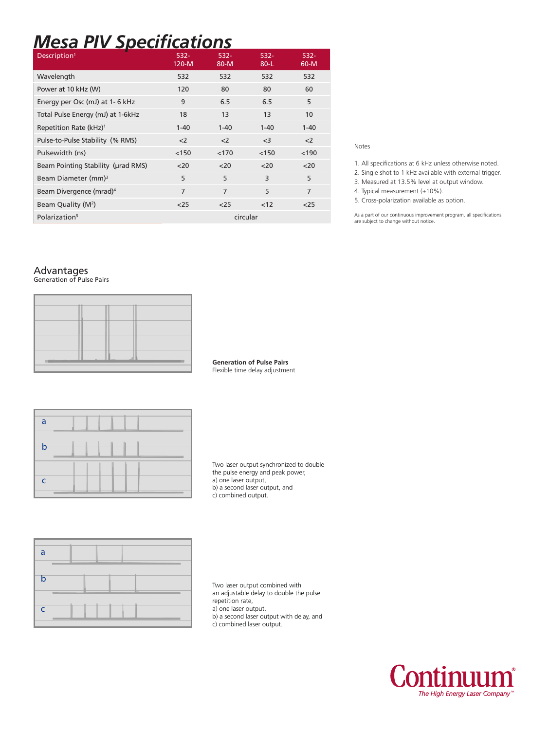# Mesa PIV Specifications

| Description[1] | 532-120-M | 532-80-M | 532-80-L | 532-60-M |
|---|---|---|---|---|
| Wavelength | 532 | 532 | 532 | 532 |
| Power at 10 kHz (W) | 120 | 80 | 80 | 60 |
| Energy per Osc (mJ) at 1- 6 kHz | 9 | 6.5 | 6.5 | 5 |
| Total Pulse Energy (mJ) at 1-6kHz | 18 | 13 | 13 | 10 |
| Repetition Rate (kHz)[1] | 1-40 | 1-40 | 1-40 | 1-40 |
| Pulse-to-Pulse Stability (% RMS) | <2 | <2 | <3 | <2 |
| Pulsewidth (ns) | <150 | <170 | <150 | <190 |
| Beam Pointing Stability (µrad RMS) | <20 | <20 | <20 | <20 |
| Beam Diameter (mm)[3] | 5 | 5 | 3 | 5 |
| Beam Divergence (mrad)[4] | 7 | 7 | 5 | 7 |
| Beam Quality ($M^2$) | <25 | <25 | <12 | <25 |
| Polarization[5] | circular | | | |

Notes

1. All specifications at 6 kHz unless otherwise noted.
2. Single shot to 1 kHz available with external trigger.
3. Measured at 13.5% level at output window.
4. Typical measurement (±10%).
5. Cross-polarization available as option.

As a part of our continuous improvement program, all specifications are subject to change without notice.

## Advantages

Generation of Pulse Pairs

**Generation of Pulse Pairs**
Flexible time delay adjustment

Two laser output synchronized to double the pulse energy and peak power,
a) one laser output,
b) a second laser output, and
c) combined output.

Two laser output combined with an adjustable delay to double the pulse repetition rate,
a) one laser output,
b) a second laser output with delay, and
c) combined laser output.

Continuum®
*The High Energy Laser Company™*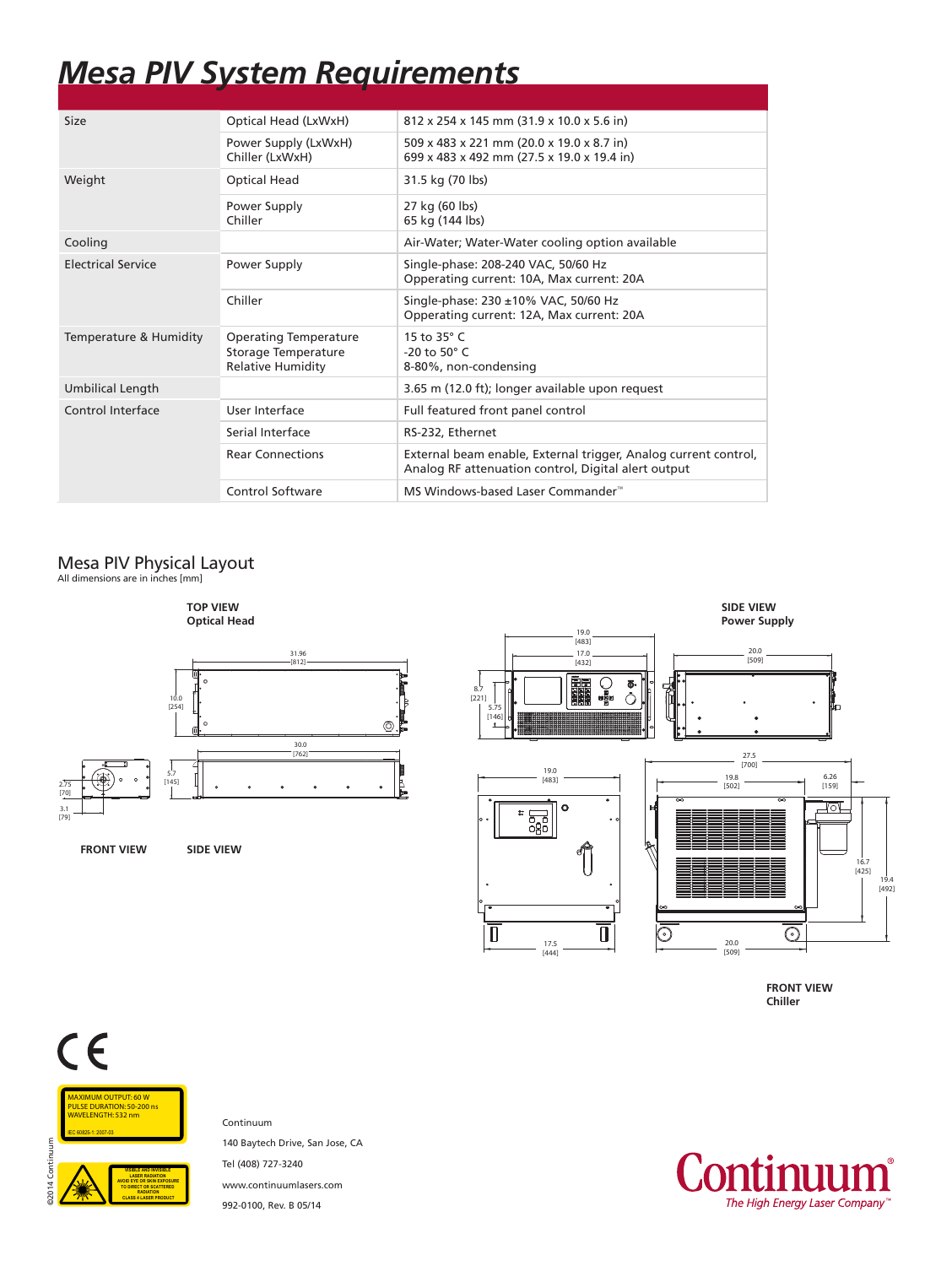# Mesa PIV System Requirements

| | | |
|---|---|---|
| Size | Optical Head (LxWxH) | 812 x 254 x 145 mm (31.9 x 10.0 x 5.6 in) |
| | Power Supply (LxWxH)<br>Chiller (LxWxH) | 509 x 483 x 221 mm (20.0 x 19.0 x 8.7 in)<br>699 x 483 x 492 mm (27.5 x 19.0 x 19.4 in) |
| Weight | Optical Head | 31.5 kg (70 lbs) |
| | Power Supply<br>Chiller | 27 kg (60 lbs)<br>65 kg (144 lbs) |
| Cooling | | Air-Water; Water-Water cooling option available |
| Electrical Service | Power Supply | Single-phase: 208-240 VAC, 50/60 Hz<br>Opperating current: 10A, Max current: 20A |
| | Chiller | Single-phase: 230 ±10% VAC, 50/60 Hz<br>Opperating current: 12A, Max current: 20A |
| Temperature & Humidity | Operating Temperature<br>Storage Temperature<br>Relative Humidity | 15 to 35° C<br>-20 to 50° C<br>8-80%, non-condensing |
| Umbilical Length | | 3.65 m (12.0 ft); longer available upon request |
| Control Interface | User Interface | Full featured front panel control |
| | Serial Interface | RS-232, Ethernet |
| | Rear Connections | External beam enable, External trigger, Analog current control, Analog RF attenuation control, Digital alert output |
| | Control Software | MS Windows-based Laser Commander™ |

## Mesa PIV Physical Layout

All dimensions are in inches [mm]

**TOP VIEW**
**Optical Head**

31.96
[812]

10.0
[254]

30.0
[762]

2.75
[70]

3.1
[79]

5.7
[145]

**FRONT VIEW**

**SIDE VIEW**

**SIDE VIEW**
**Power Supply**

19.0
[483]

17.0
[432]

8.7
[221]

5.75
[146]

20.0
[509]

19.0
[483]

17.5
[444]

27.5
[700]

19.8
[502]

6.26
[159]

16.7
[425]

19.4
[492]

20.0
[509]

**FRONT VIEW**
**Chiller**

MAXIMUM OUTPUT: 60 W
PULSE DURATION: 50-200 ns
WAVELENGTH: 532 nm

IEC 60825-1: 2007-03

VISIBLE AND INVISIBLE LASER RADIATION
AVOID EYE OR SKIN EXPOSURE TO DIRECT OR SCATTERED RADIATION
CLASS 4 LASER PRODUCT

©2014 Continuum

Continuum

140 Baytech Drive, San Jose, CA

Tel (408) 727-3240

www.continuumlasers.com

992-0100, Rev. B 05/14

Continuum®
*The High Energy Laser Company™*